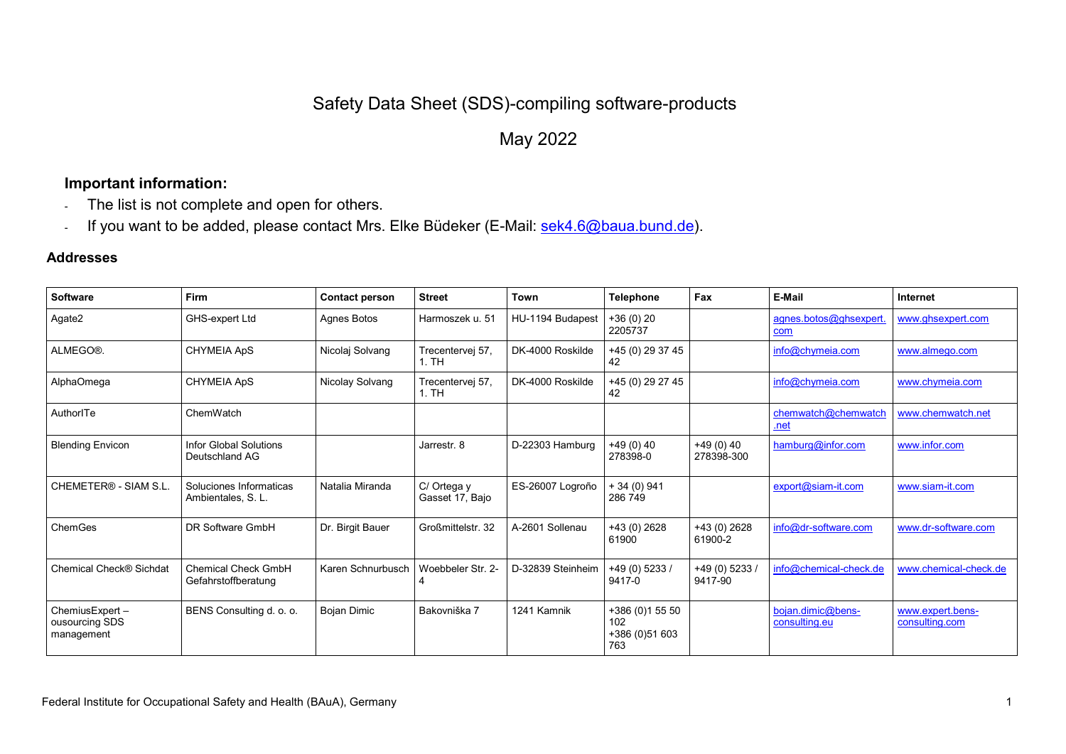# Safety Data Sheet (SDS)-compiling software-products

## May 2022

### Important information:

- The list is not complete and open for others.
- If you want to be added, please contact Mrs. Elke Büdeker (E-Mail: sek4.6@baua.bund.de).

### Addresses

| Software | Firm | Contact person | Street | Town | Telephone | Fax | E-Mail | Internet |
|---|---|---|---|---|---|---|---|---|
| Agate2 | GHS-expert Ltd | Agnes Botos | Harmoszek u. 51 | HU-1194 Budapest | +36 (0) 20 2205737 | | agnes.botos@ghsexpert.com | www.ghsexpert.com |
| ALMEGO®. | CHYMEIA ApS | Nicolaj Solvang | Trecentervej 57, 1. TH | DK-4000 Roskilde | +45 (0) 29 37 45 42 | | info@chymeia.com | www.almego.com |
| AlphaOmega | CHYMEIA ApS | Nicolay Solvang | Trecentervej 57, 1. TH | DK-4000 Roskilde | +45 (0) 29 27 45 42 | | info@chymeia.com | www.chymeia.com |
| AuthorITe | ChemWatch | | | | | | chemwatch@chemwatch.net | www.chemwatch.net |
| Blending Envicon | Infor Global Solutions Deutschland AG | | Jarrestr. 8 | D-22303 Hamburg | +49 (0) 40 278398-0 | +49 (0) 40 278398-300 | hamburg@infor.com | www.infor.com |
| CHEMETER® - SIAM S.L. | Soluciones Informaticas Ambientales, S. L. | Natalia Miranda | C/ Ortega y Gasset 17, Bajo | ES-26007 Logroño | + 34 (0) 941 286 749 | | export@siam-it.com | www.siam-it.com |
| ChemGes | DR Software GmbH | Dr. Birgit Bauer | Großmittelstr. 32 | A-2601 Sollenau | +43 (0) 2628 61900 | +43 (0) 2628 61900-2 | info@dr-software.com | www.dr-software.com |
| Chemical Check® Sichdat | Chemical Check GmbH Gefahrstoffberatung | Karen Schnurbusch | Woebbeler Str. 2-4 | D-32839 Steinheim | +49 (0) 5233 / 9417-0 | +49 (0) 5233 / 9417-90 | info@chemical-check.de | www.chemical-check.de |
| ChemiusExpert – ousourcing SDS management | BENS Consulting d. o. o. | Bojan Dimic | Bakovniška 7 | 1241 Kamnik | +386 (0)1 55 50 102<br>+386 (0)51 603 763 | | bojan.dimic@bens-consulting.eu | www.expert.bens-consulting.com |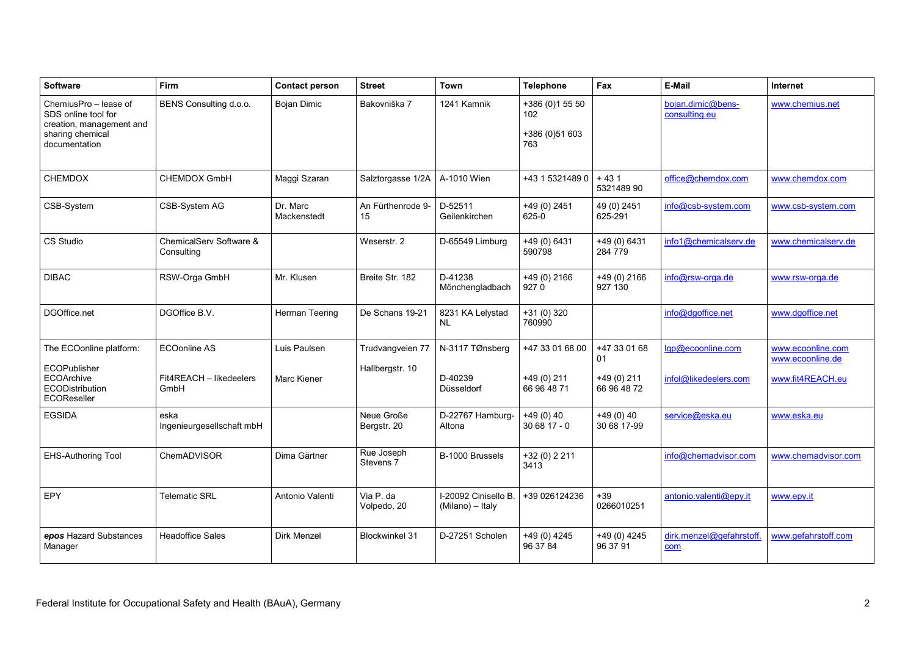| Software | Firm | Contact person | Street | Town | Telephone | Fax | E-Mail | Internet |
|---|---|---|---|---|---|---|---|---|
| ChemiusPro – lease of SDS online tool for creation, management and sharing chemical documentation | BENS Consulting d.o.o. | Bojan Dimic | Bakovniška 7 | 1241 Kamnik | +386 (0)1 55 50 102<br>+386 (0)51 603 763 | | bojan.dimic@bens-consulting.eu | www.chemius.net |
| CHEMDOX | CHEMDOX GmbH | Maggi Szaran | Salztorgasse 1/2A | A-1010 Wien | +43 1 5321489 0 | + 43 1 5321489 90 | office@chemdox.com | www.chemdox.com |
| CSB-System | CSB-System AG | Dr. Marc Mackenstedt | An Fürthenrode 9-15 | D-52511 Geilenkirchen | +49 (0) 2451 625-0 | 49 (0) 2451 625-291 | info@csb-system.com | www.csb-system.com |
| CS Studio | ChemicalServ Software & Consulting | | Weserstr. 2 | D-65549 Limburg | +49 (0) 6431 590798 | +49 (0) 6431 284 779 | info1@chemicalserv.de | www.chemicalserv.de |
| DIBAC | RSW-Orga GmbH | Mr. Klusen | Breite Str. 182 | D-41238 Mönchengladbach | +49 (0) 2166 927 0 | +49 (0) 2166 927 130 | info@rsw-orga.de | www.rsw-orga.de |
| DGOffice.net | DGOffice B.V. | Herman Teering | De Schans 19-21 | 8231 KA Lelystad NL | +31 (0) 320 760990 | | info@dgoffice.net | www.dgoffice.net |
| The ECOonline platform:<br>ECOPublisher<br>ECOArchive<br>ECODistribution<br>ECOReseller | ECOonline AS<br>Fit4REACH – likedeelers GmbH | Luis Paulsen<br>Marc Kiener | Trudvangveien 77<br>Hallbergstr. 10 | N-3117 TØnsberg<br>D-40239 Düsseldorf | +47 33 01 68 00<br>+49 (0) 211 66 96 48 71 | +47 33 01 68 01<br>+49 (0) 211 66 96 48 72 | lgp@ecoonline.com<br>infol@likedeelers.com | www.ecoonline.com<br>www.ecoonline.de<br>www.fit4REACH.eu |
| EGSIDA | eska Ingenieurgesellschaft mbH | | Neue Große Bergstr. 20 | D-22767 Hamburg-Altona | +49 (0) 40 30 68 17 - 0 | +49 (0) 40 30 68 17-99 | service@eska.eu | www.eska.eu |
| EHS-Authoring Tool | ChemADVISOR | Dima Gärtner | Rue Joseph Stevens 7 | B-1000 Brussels | +32 (0) 2 211 3413 | | info@chemadvisor.com | www.chemadvisor.com |
| EPY | Telematic SRL | Antonio Valenti | Via P. da Volpedo, 20 | I-20092 Cinisello B. (Milano) – Italy | +39 026124236 | +39 0266010251 | antonio.valenti@epy.it | www.epy.it |
| ***epos*** Hazard Substances Manager | Headoffice Sales | Dirk Menzel | Blockwinkel 31 | D-27251 Scholen | +49 (0) 4245 96 37 84 | +49 (0) 4245 96 37 91 | dirk.menzel@gefahrstoff.com | www.gefahrstoff.com |

Federal Institute for Occupational Safety and Health (BAuA), Germany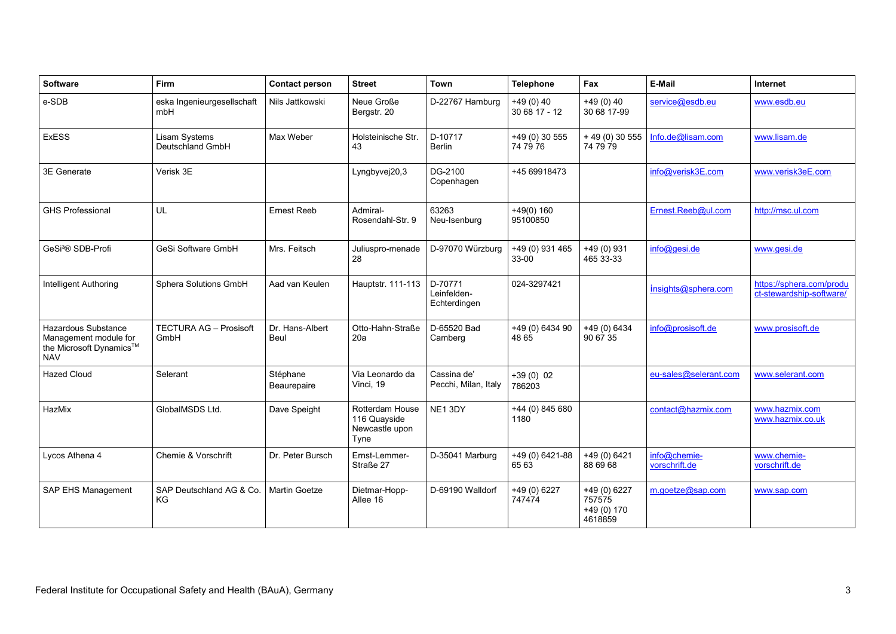| Software | Firm | Contact person | Street | Town | Telephone | Fax | E-Mail | Internet |
|---|---|---|---|---|---|---|---|---|
| e-SDB | eska Ingenieurgesellschaft mbH | Nils Jattkowski | Neue Große Bergstr. 20 | D-22767 Hamburg | +49 (0) 40 30 68 17 - 12 | +49 (0) 40 30 68 17-99 | service@esdb.eu | www.esdb.eu |
| ExESS | Lisam Systems Deutschland GmbH | Max Weber | Holsteinische Str. 43 | D-10717 Berlin | +49 (0) 30 555 74 79 76 | + 49 (0) 30 555 74 79 79 | Info.de@lisam.com | www.lisam.de |
| 3E Generate | Verisk 3E | | Lyngbyvej20,3 | DG-2100 Copenhagen | +45 69918473 | | info@verisk3E.com | www.verisk3eE.com |
| GHS Professional | UL | Ernest Reeb | Admiral-Rosendahl-Str. 9 | 63263 Neu-Isenburg | +49(0) 160 95100850 | | Ernest.Reeb@ul.com | http://msc.ul.com |
| GeSi³® SDB-Profi | GeSi Software GmbH | Mrs. Feitsch | Juliuspro-menade 28 | D-97070 Würzburg | +49 (0) 931 465 33-00 | +49 (0) 931 465 33-33 | info@gesi.de | www.gesi.de |
| Intelligent Authoring | Sphera Solutions GmbH | Aad van Keulen | Hauptstr. 111-113 | D-70771 Leinfelden-Echterdingen | 024-3297421 | | insights@sphera.com | https://sphera.com/product-stewardship-software/ |
| Hazardous Substance Management module for the Microsoft Dynamics™ NAV | TECTURA AG – Prosisoft GmbH | Dr. Hans-Albert Beul | Otto-Hahn-Straße 20a | D-65520 Bad Camberg | +49 (0) 6434 90 48 65 | +49 (0) 6434 90 67 35 | info@prosisoft.de | www.prosisoft.de |
| Hazed Cloud | Selerant | Stéphane Beaurepaire | Via Leonardo da Vinci, 19 | Cassina de' Pecchi, Milan, Italy | +39 (0) 02 786203 | | eu-sales@selerant.com | www.selerant.com |
| HazMix | GlobalMSDS Ltd. | Dave Speight | Rotterdam House 116 Quayside Newcastle upon Tyne | NE1 3DY | +44 (0) 845 680 1180 | | contact@hazmix.com | www.hazmix.com www.hazmix.co.uk |
| Lycos Athena 4 | Chemie & Vorschrift | Dr. Peter Bursch | Ernst-Lemmer-Straße 27 | D-35041 Marburg | +49 (0) 6421-88 65 63 | +49 (0) 6421 88 69 68 | info@chemie-vorschrift.de | www.chemie-vorschrift.de |
| SAP EHS Management | SAP Deutschland AG & Co. KG | Martin Goetze | Dietmar-Hopp-Allee 16 | D-69190 Walldorf | +49 (0) 6227 747474 | +49 (0) 6227 757575 +49 (0) 170 4618859 | m.goetze@sap.com | www.sap.com |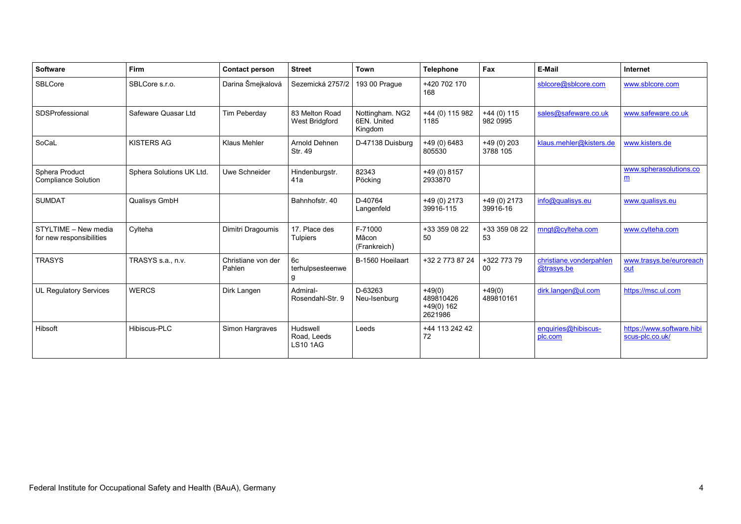| Software | Firm | Contact person | Street | Town | Telephone | Fax | E-Mail | Internet |
|---|---|---|---|---|---|---|---|---|
| SBLCore | SBLCore s.r.o. | Darina Šmejkalová | Sezemická 2757/2 | 193 00 Prague | +420 702 170 168 | | sblcore@sblcore.com | www.sblcore.com |
| SDSProfessional | Safeware Quasar Ltd | Tim Peberday | 83 Melton Road West Bridgford | Nottingham. NG2 6EN. United Kingdom | +44 (0) 115 982 1185 | +44 (0) 115 982 0995 | sales@safeware.co.uk | www.safeware.co.uk |
| SoCaL | KISTERS AG | Klaus Mehler | Arnold Dehnen Str. 49 | D-47138 Duisburg | +49 (0) 6483 805530 | +49 (0) 203 3788 105 | klaus.mehler@kisters.de | www.kisters.de |
| Sphera Product Compliance Solution | Sphera Solutions UK Ltd. | Uwe Schneider | Hindenburgstr. 41a | 82343 Pöcking | +49 (0) 8157 2933870 | | | www.spherasolutions.com |
| SUMDAT | Qualisys GmbH | | Bahnhofstr. 40 | D-40764 Langenfeld | +49 (0) 2173 39916-115 | +49 (0) 2173 39916-16 | info@qualisys.eu | www.qualisys.eu |
| STYLTIME – New media for new responsibilities | Cylteha | Dimitri Dragoumis | 17. Place des Tulpiers | F-71000 Mâcon (Frankreich) | +33 359 08 22 50 | +33 359 08 22 53 | mngt@cylteha.com | www.cylteha.com |
| TRASYS | TRASYS s.a., n.v. | Christiane von der Pahlen | 6c terhulpsesteenweg | B-1560 Hoeilaart | +32 2 773 87 24 | +322 773 79 00 | christiane.vonderpahlen@trasys.be | www.trasys.be/euroreachout |
| UL Regulatory Services | WERCS | Dirk Langen | Admiral-Rosendahl-Str. 9 | D-63263 Neu-Isenburg | +49(0) 489810426 +49(0) 162 2621986 | +49(0) 489810161 | dirk.langen@ul.com | https://msc.ul.com |
| Hibsoft | Hibiscus-PLC | Simon Hargraves | Hudswell Road, Leeds LS10 1AG | Leeds | +44 113 242 42 72 | | enquiries@hibiscus-plc.com | https://www.software.hibiscus-plc.co.uk/ |